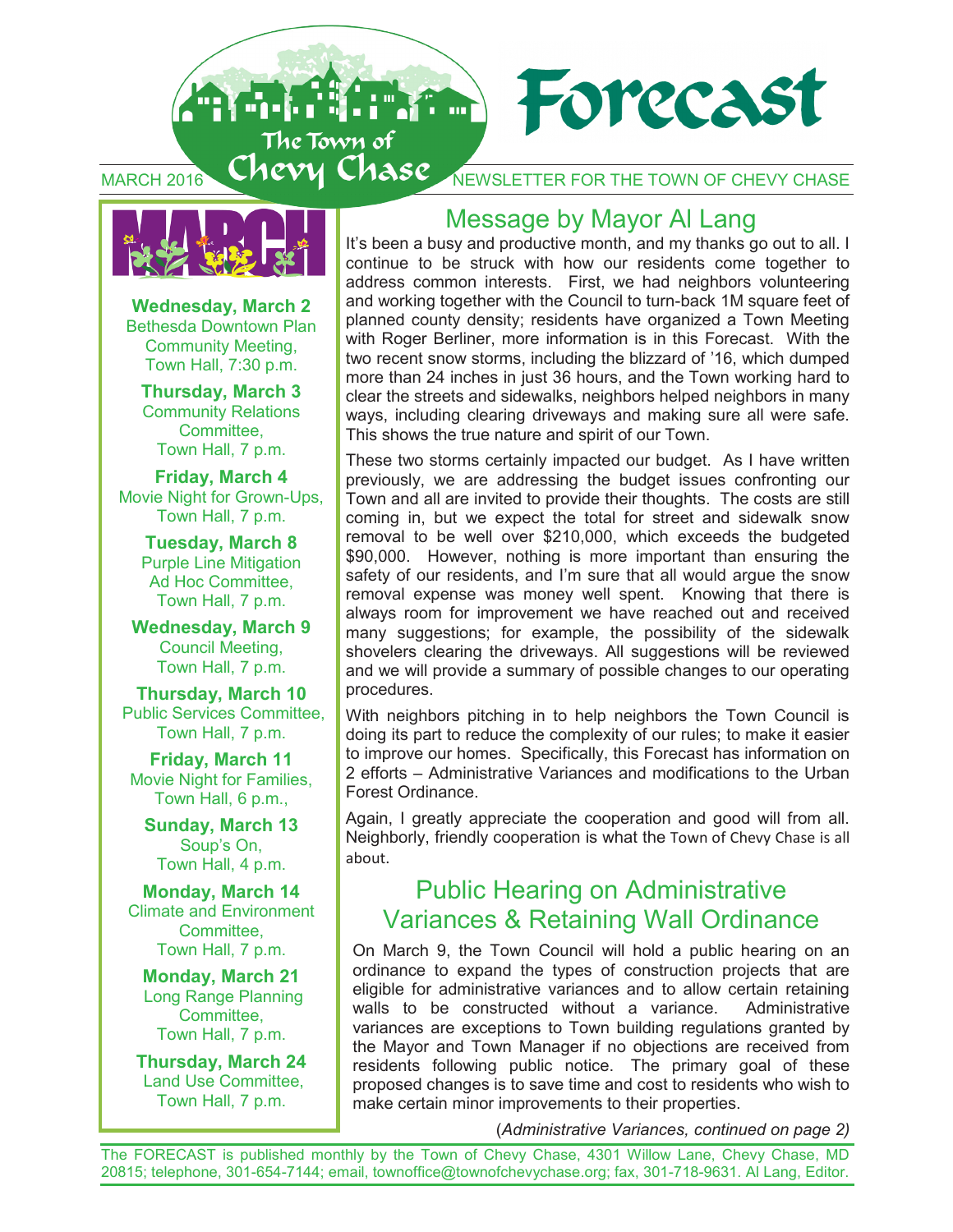# Forecast

The Town of Chevy Chase

MARCH 2016 NEWSLETTER FOR THE TOWN OF CHEVY CHASE

## MARCH

**Wednesday, March 2**
Bethesda Downtown Plan Community Meeting, Town Hall, 7:30 p.m.

**Thursday, March 3**
Community Relations Committee, Town Hall, 7 p.m.

**Friday, March 4**
Movie Night for Grown-Ups, Town Hall, 7 p.m.

**Tuesday, March 8**
Purple Line Mitigation Ad Hoc Committee, Town Hall, 7 p.m.

**Wednesday, March 9**
Council Meeting, Town Hall, 7 p.m.

**Thursday, March 10**
Public Services Committee, Town Hall, 7 p.m.

**Friday, March 11**
Movie Night for Families, Town Hall, 6 p.m.,

**Sunday, March 13**
Soup's On, Town Hall, 4 p.m.

**Monday, March 14**
Climate and Environment Committee, Town Hall, 7 p.m.

**Monday, March 21**
Long Range Planning Committee, Town Hall, 7 p.m.

**Thursday, March 24**
Land Use Committee, Town Hall, 7 p.m.

## Message by Mayor Al Lang

It's been a busy and productive month, and my thanks go out to all. I continue to be struck with how our residents come together to address common interests. First, we had neighbors volunteering and working together with the Council to turn-back 1M square feet of planned county density; residents have organized a Town Meeting with Roger Berliner, more information is in this Forecast. With the two recent snow storms, including the blizzard of '16, which dumped more than 24 inches in just 36 hours, and the Town working hard to clear the streets and sidewalks, neighbors helped neighbors in many ways, including clearing driveways and making sure all were safe. This shows the true nature and spirit of our Town.

These two storms certainly impacted our budget. As I have written previously, we are addressing the budget issues confronting our Town and all are invited to provide their thoughts. The costs are still coming in, but we expect the total for street and sidewalk snow removal to be well over $210,000, which exceeds the budgeted $90,000. However, nothing is more important than ensuring the safety of our residents, and I'm sure that all would argue the snow removal expense was money well spent. Knowing that there is always room for improvement we have reached out and received many suggestions; for example, the possibility of the sidewalk shovelers clearing the driveways. All suggestions will be reviewed and we will provide a summary of possible changes to our operating procedures.

With neighbors pitching in to help neighbors the Town Council is doing its part to reduce the complexity of our rules; to make it easier to improve our homes. Specifically, this Forecast has information on 2 efforts – Administrative Variances and modifications to the Urban Forest Ordinance.

Again, I greatly appreciate the cooperation and good will from all. Neighborly, friendly cooperation is what the Town of Chevy Chase is all about.

## Public Hearing on Administrative Variances & Retaining Wall Ordinance

On March 9, the Town Council will hold a public hearing on an ordinance to expand the types of construction projects that are eligible for administrative variances and to allow certain retaining walls to be constructed without a variance. Administrative variances are exceptions to Town building regulations granted by the Mayor and Town Manager if no objections are received from residents following public notice. The primary goal of these proposed changes is to save time and cost to residents who wish to make certain minor improvements to their properties.

(*Administrative Variances, continued on page 2)*

The FORECAST is published monthly by the Town of Chevy Chase, 4301 Willow Lane, Chevy Chase, MD 20815; telephone, 301-654-7144; email, townoffice@townofchevychase.org; fax, 301-718-9631. Al Lang, Editor.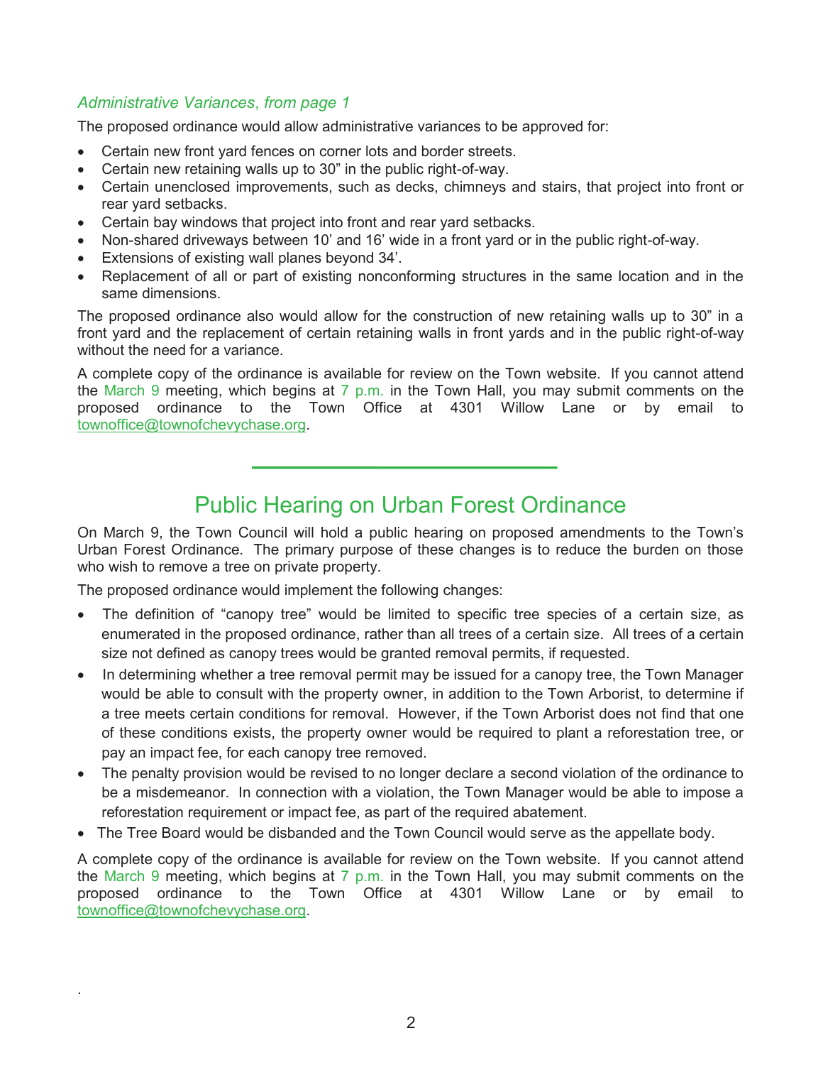*Administrative Variances, from page 1*

The proposed ordinance would allow administrative variances to be approved for:

- Certain new front yard fences on corner lots and border streets.
- Certain new retaining walls up to 30" in the public right-of-way.
- Certain unenclosed improvements, such as decks, chimneys and stairs, that project into front or rear yard setbacks.
- Certain bay windows that project into front and rear yard setbacks.
- Non-shared driveways between 10' and 16' wide in a front yard or in the public right-of-way.
- Extensions of existing wall planes beyond 34'.
- Replacement of all or part of existing nonconforming structures in the same location and in the same dimensions.

The proposed ordinance also would allow for the construction of new retaining walls up to 30" in a front yard and the replacement of certain retaining walls in front yards and in the public right-of-way without the need for a variance.

A complete copy of the ordinance is available for review on the Town website. If you cannot attend the March 9 meeting, which begins at 7 p.m. in the Town Hall, you may submit comments on the proposed ordinance to the Town Office at 4301 Willow Lane or by email to townoffice@townofchevychase.org.

---

## Public Hearing on Urban Forest Ordinance

On March 9, the Town Council will hold a public hearing on proposed amendments to the Town's Urban Forest Ordinance. The primary purpose of these changes is to reduce the burden on those who wish to remove a tree on private property.

The proposed ordinance would implement the following changes:

- The definition of "canopy tree" would be limited to specific tree species of a certain size, as enumerated in the proposed ordinance, rather than all trees of a certain size. All trees of a certain size not defined as canopy trees would be granted removal permits, if requested.
- In determining whether a tree removal permit may be issued for a canopy tree, the Town Manager would be able to consult with the property owner, in addition to the Town Arborist, to determine if a tree meets certain conditions for removal. However, if the Town Arborist does not find that one of these conditions exists, the property owner would be required to plant a reforestation tree, or pay an impact fee, for each canopy tree removed.
- The penalty provision would be revised to no longer declare a second violation of the ordinance to be a misdemeanor. In connection with a violation, the Town Manager would be able to impose a reforestation requirement or impact fee, as part of the required abatement.
- The Tree Board would be disbanded and the Town Council would serve as the appellate body.

A complete copy of the ordinance is available for review on the Town website. If you cannot attend the March 9 meeting, which begins at 7 p.m. in the Town Hall, you may submit comments on the proposed ordinance to the Town Office at 4301 Willow Lane or by email to townoffice@townofchevychase.org.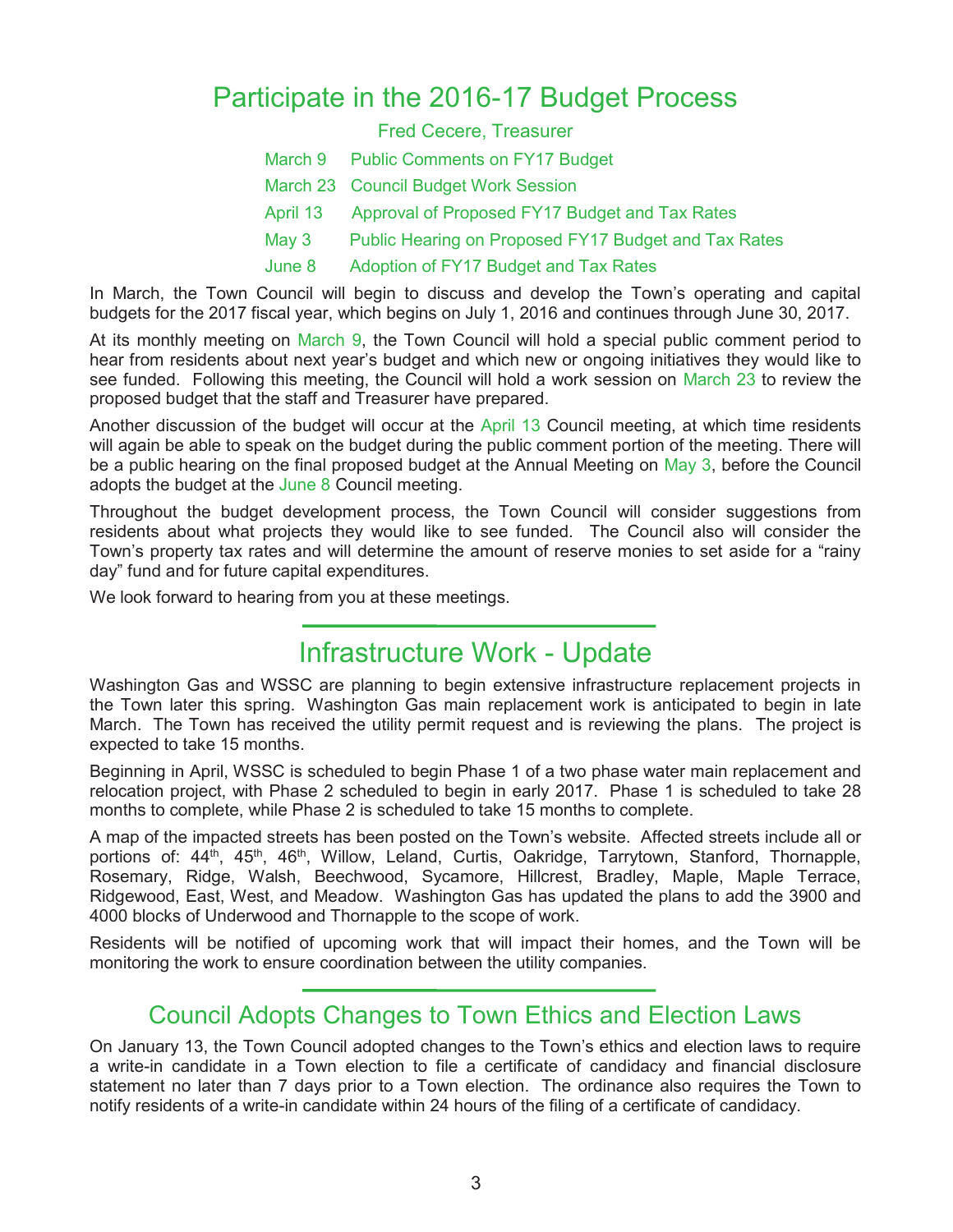# Participate in the 2016-17 Budget Process

Fred Cecere, Treasurer

| | |
|---|---|
| March 9 | Public Comments on FY17 Budget |
| March 23 | Council Budget Work Session |
| April 13 | Approval of Proposed FY17 Budget and Tax Rates |
| May 3 | Public Hearing on Proposed FY17 Budget and Tax Rates |
| June 8 | Adoption of FY17 Budget and Tax Rates |

In March, the Town Council will begin to discuss and develop the Town's operating and capital budgets for the 2017 fiscal year, which begins on July 1, 2016 and continues through June 30, 2017.

At its monthly meeting on March 9, the Town Council will hold a special public comment period to hear from residents about next year's budget and which new or ongoing initiatives they would like to see funded. Following this meeting, the Council will hold a work session on March 23 to review the proposed budget that the staff and Treasurer have prepared.

Another discussion of the budget will occur at the April 13 Council meeting, at which time residents will again be able to speak on the budget during the public comment portion of the meeting. There will be a public hearing on the final proposed budget at the Annual Meeting on May 3, before the Council adopts the budget at the June 8 Council meeting.

Throughout the budget development process, the Town Council will consider suggestions from residents about what projects they would like to see funded. The Council also will consider the Town's property tax rates and will determine the amount of reserve monies to set aside for a "rainy day" fund and for future capital expenditures.

We look forward to hearing from you at these meetings.

# Infrastructure Work - Update

Washington Gas and WSSC are planning to begin extensive infrastructure replacement projects in the Town later this spring. Washington Gas main replacement work is anticipated to begin in late March. The Town has received the utility permit request and is reviewing the plans. The project is expected to take 15 months.

Beginning in April, WSSC is scheduled to begin Phase 1 of a two phase water main replacement and relocation project, with Phase 2 scheduled to begin in early 2017. Phase 1 is scheduled to take 28 months to complete, while Phase 2 is scheduled to take 15 months to complete.

A map of the impacted streets has been posted on the Town's website. Affected streets include all or portions of: 44th, 45th, 46th, Willow, Leland, Curtis, Oakridge, Tarrytown, Stanford, Thornapple, Rosemary, Ridge, Walsh, Beechwood, Sycamore, Hillcrest, Bradley, Maple, Maple Terrace, Ridgewood, East, West, and Meadow. Washington Gas has updated the plans to add the 3900 and 4000 blocks of Underwood and Thornapple to the scope of work.

Residents will be notified of upcoming work that will impact their homes, and the Town will be monitoring the work to ensure coordination between the utility companies.

## Council Adopts Changes to Town Ethics and Election Laws

On January 13, the Town Council adopted changes to the Town's ethics and election laws to require a write-in candidate in a Town election to file a certificate of candidacy and financial disclosure statement no later than 7 days prior to a Town election. The ordinance also requires the Town to notify residents of a write-in candidate within 24 hours of the filing of a certificate of candidacy.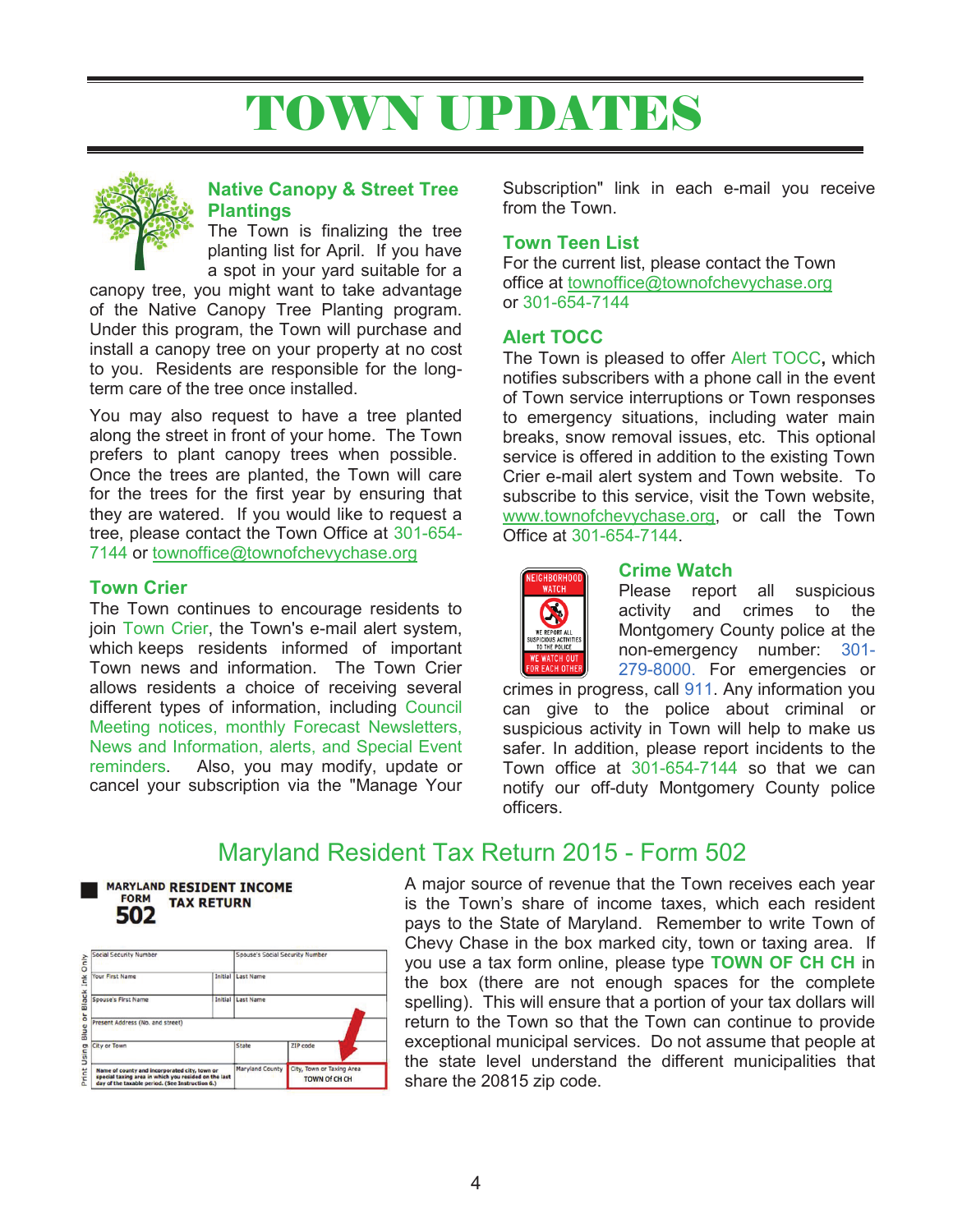# TOWN UPDATES

## Native Canopy & Street Tree Plantings

The Town is finalizing the tree planting list for April. If you have a spot in your yard suitable for a canopy tree, you might want to take advantage of the Native Canopy Tree Planting program. Under this program, the Town will purchase and install a canopy tree on your property at no cost to you. Residents are responsible for the long-term care of the tree once installed.

You may also request to have a tree planted along the street in front of your home. The Town prefers to plant canopy trees when possible. Once the trees are planted, the Town will care for the trees for the first year by ensuring that they are watered. If you would like to request a tree, please contact the Town Office at 301-654-7144 or townoffice@townofchevychase.org

## Town Crier

The Town continues to encourage residents to join Town Crier, the Town's e-mail alert system, which keeps residents informed of important Town news and information. The Town Crier allows residents a choice of receiving several different types of information, including Council Meeting notices, monthly Forecast Newsletters, News and Information, alerts, and Special Event reminders. Also, you may modify, update or cancel your subscription via the "Manage Your Subscription" link in each e-mail you receive from the Town.

## Town Teen List

For the current list, please contact the Town office at townoffice@townofchevychase.org or 301-654-7144

## Alert TOCC

The Town is pleased to offer Alert TOCC**,** which notifies subscribers with a phone call in the event of Town service interruptions or Town responses to emergency situations, including water main breaks, snow removal issues, etc. This optional service is offered in addition to the existing Town Crier e-mail alert system and Town website. To subscribe to this service, visit the Town website, www.townofchevychase.org, or call the Town Office at 301-654-7144.

## Crime Watch

Please report all suspicious activity and crimes to the Montgomery County police at the non-emergency number: 301-279-8000. For emergencies or crimes in progress, call 911. Any information you can give to the police about criminal or suspicious activity in Town will help to make us safer. In addition, please report incidents to the Town office at 301-654-7144 so that we can notify our off-duty Montgomery County police officers.

## Maryland Resident Tax Return 2015 - Form 502

A major source of revenue that the Town receives each year is the Town's share of income taxes, which each resident pays to the State of Maryland. Remember to write Town of Chevy Chase in the box marked city, town or taxing area. If you use a tax form online, please type **TOWN OF CH CH** in the box (there are not enough spaces for the complete spelling). This will ensure that a portion of your tax dollars will return to the Town so that the Town can continue to provide exceptional municipal services. Do not assume that people at the state level understand the different municipalities that share the 20815 zip code.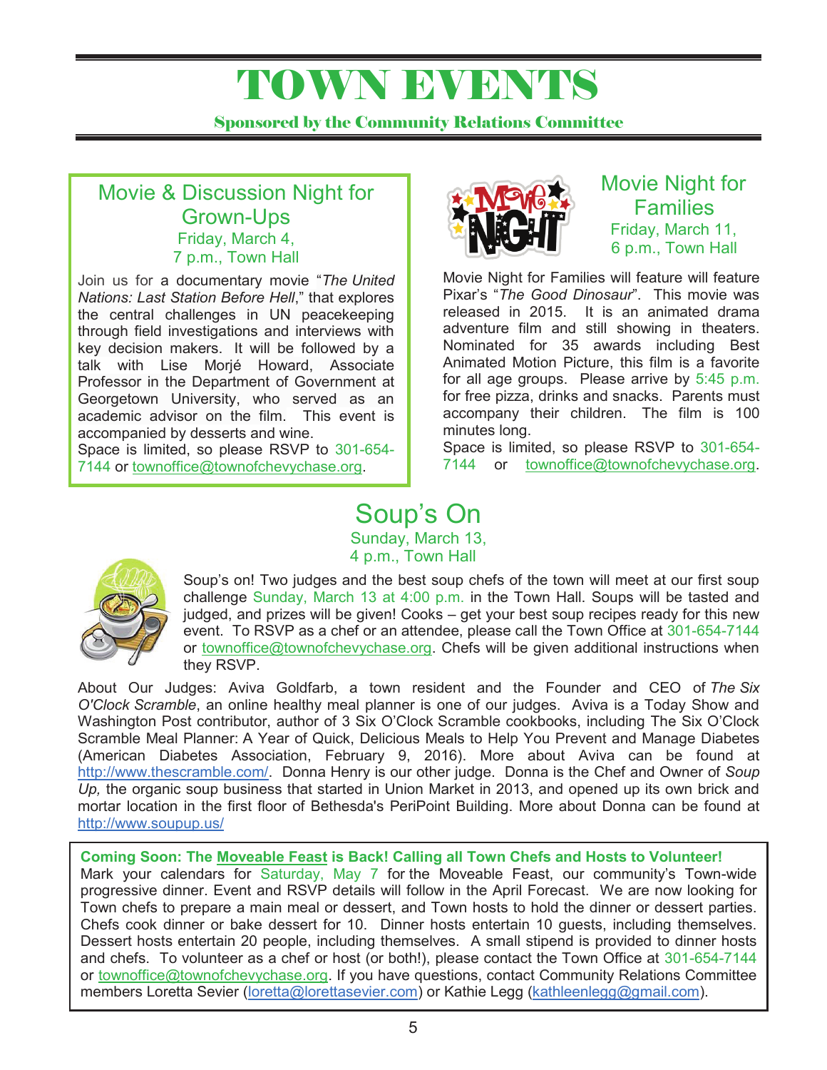# TOWN EVENTS

**Sponsored by the Community Relations Committee**

## Movie & Discussion Night for Grown-Ups

Friday, March 4,
7 p.m., Town Hall

Join us for a documentary movie "*The United Nations: Last Station Before Hell*," that explores the central challenges in UN peacekeeping through field investigations and interviews with key decision makers. It will be followed by a talk with Lise Morjé Howard, Associate Professor in the Department of Government at Georgetown University, who served as an academic advisor on the film. This event is accompanied by desserts and wine.

Space is limited, so please RSVP to 301-654-7144 or townoffice@townofchevychase.org.

## Movie Night for Families

Friday, March 11,
6 p.m., Town Hall

Movie Night for Families will feature will feature Pixar's "*The Good Dinosaur*". This movie was released in 2015. It is an animated drama adventure film and still showing in theaters. Nominated for 35 awards including Best Animated Motion Picture, this film is a favorite for all age groups. Please arrive by 5:45 p.m. for free pizza, drinks and snacks. Parents must accompany their children. The film is 100 minutes long.

Space is limited, so please RSVP to 301-654-7144 or townoffice@townofchevychase.org.

## Soup's On

Sunday, March 13,
4 p.m., Town Hall

Soup's on! Two judges and the best soup chefs of the town will meet at our first soup challenge Sunday, March 13 at 4:00 p.m. in the Town Hall. Soups will be tasted and judged, and prizes will be given! Cooks – get your best soup recipes ready for this new event. To RSVP as a chef or an attendee, please call the Town Office at 301-654-7144 or townoffice@townofchevychase.org. Chefs will be given additional instructions when they RSVP.

About Our Judges: Aviva Goldfarb, a town resident and the Founder and CEO of *The Six O'Clock Scramble*, an online healthy meal planner is one of our judges. Aviva is a Today Show and Washington Post contributor, author of 3 Six O'Clock Scramble cookbooks, including The Six O'Clock Scramble Meal Planner: A Year of Quick, Delicious Meals to Help You Prevent and Manage Diabetes (American Diabetes Association, February 9, 2016). More about Aviva can be found at http://www.thescramble.com/. Donna Henry is our other judge. Donna is the Chef and Owner of *Soup Up,* the organic soup business that started in Union Market in 2013, and opened up its own brick and mortar location in the first floor of Bethesda's PeriPoint Building. More about Donna can be found at http://www.soupup.us/

**Coming Soon: The Moveable Feast is Back! Calling all Town Chefs and Hosts to Volunteer!**

Mark your calendars for Saturday, May 7 for the Moveable Feast, our community's Town-wide progressive dinner. Event and RSVP details will follow in the April Forecast. We are now looking for Town chefs to prepare a main meal or dessert, and Town hosts to hold the dinner or dessert parties. Chefs cook dinner or bake dessert for 10. Dinner hosts entertain 10 guests, including themselves. Dessert hosts entertain 20 people, including themselves. A small stipend is provided to dinner hosts and chefs. To volunteer as a chef or host (or both!), please contact the Town Office at 301-654-7144 or townoffice@townofchevychase.org. If you have questions, contact Community Relations Committee members Loretta Sevier (loretta@lorettasevier.com) or Kathie Legg (kathleenlegg@gmail.com).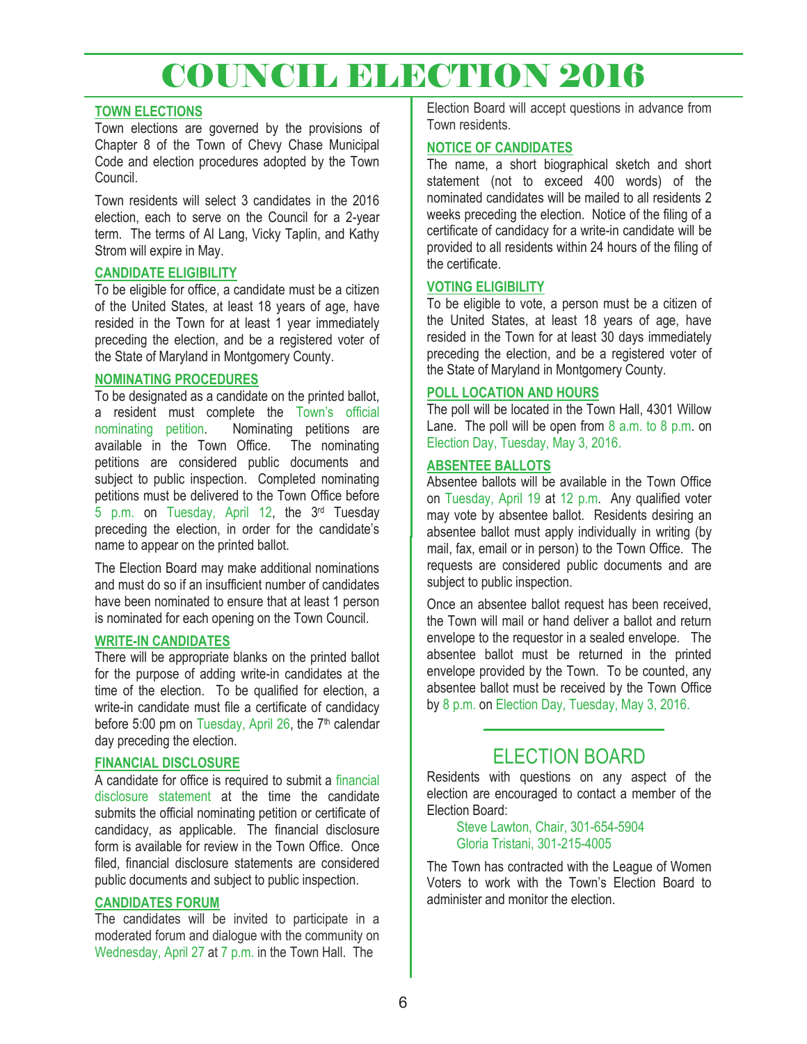# COUNCIL ELECTION 2016

### TOWN ELECTIONS

Town elections are governed by the provisions of Chapter 8 of the Town of Chevy Chase Municipal Code and election procedures adopted by the Town Council.

Town residents will select 3 candidates in the 2016 election, each to serve on the Council for a 2-year term. The terms of Al Lang, Vicky Taplin, and Kathy Strom will expire in May.

### CANDIDATE ELIGIBILITY

To be eligible for office, a candidate must be a citizen of the United States, at least 18 years of age, have resided in the Town for at least 1 year immediately preceding the election, and be a registered voter of the State of Maryland in Montgomery County.

### NOMINATING PROCEDURES

To be designated as a candidate on the printed ballot, a resident must complete the Town's official nominating petition. Nominating petitions are available in the Town Office. The nominating petitions are considered public documents and subject to public inspection. Completed nominating petitions must be delivered to the Town Office before 5 p.m. on Tuesday, April 12, the 3rd Tuesday preceding the election, in order for the candidate's name to appear on the printed ballot.

The Election Board may make additional nominations and must do so if an insufficient number of candidates have been nominated to ensure that at least 1 person is nominated for each opening on the Town Council.

### WRITE-IN CANDIDATES

There will be appropriate blanks on the printed ballot for the purpose of adding write-in candidates at the time of the election. To be qualified for election, a write-in candidate must file a certificate of candidacy before 5:00 pm on Tuesday, April 26, the 7th calendar day preceding the election.

### FINANCIAL DISCLOSURE

A candidate for office is required to submit a financial disclosure statement at the time the candidate submits the official nominating petition or certificate of candidacy, as applicable. The financial disclosure form is available for review in the Town Office. Once filed, financial disclosure statements are considered public documents and subject to public inspection.

### CANDIDATES FORUM

The candidates will be invited to participate in a moderated forum and dialogue with the community on Wednesday, April 27 at 7 p.m. in the Town Hall. The Election Board will accept questions in advance from Town residents.

### NOTICE OF CANDIDATES

The name, a short biographical sketch and short statement (not to exceed 400 words) of the nominated candidates will be mailed to all residents 2 weeks preceding the election. Notice of the filing of a certificate of candidacy for a write-in candidate will be provided to all residents within 24 hours of the filing of the certificate.

### VOTING ELIGIBILITY

To be eligible to vote, a person must be a citizen of the United States, at least 18 years of age, have resided in the Town for at least 30 days immediately preceding the election, and be a registered voter of the State of Maryland in Montgomery County.

### POLL LOCATION AND HOURS

The poll will be located in the Town Hall, 4301 Willow Lane. The poll will be open from 8 a.m. to 8 p.m. on Election Day, Tuesday, May 3, 2016.

### ABSENTEE BALLOTS

Absentee ballots will be available in the Town Office on Tuesday, April 19 at 12 p.m. Any qualified voter may vote by absentee ballot. Residents desiring an absentee ballot must apply individually in writing (by mail, fax, email or in person) to the Town Office. The requests are considered public documents and are subject to public inspection.

Once an absentee ballot request has been received, the Town will mail or hand deliver a ballot and return envelope to the requestor in a sealed envelope. The absentee ballot must be returned in the printed envelope provided by the Town. To be counted, any absentee ballot must be received by the Town Office by 8 p.m. on Election Day, Tuesday, May 3, 2016.

## ELECTION BOARD

Residents with questions on any aspect of the election are encouraged to contact a member of the Election Board:

Steve Lawton, Chair, 301-654-5904
Gloria Tristani, 301-215-4005

The Town has contracted with the League of Women Voters to work with the Town's Election Board to administer and monitor the election.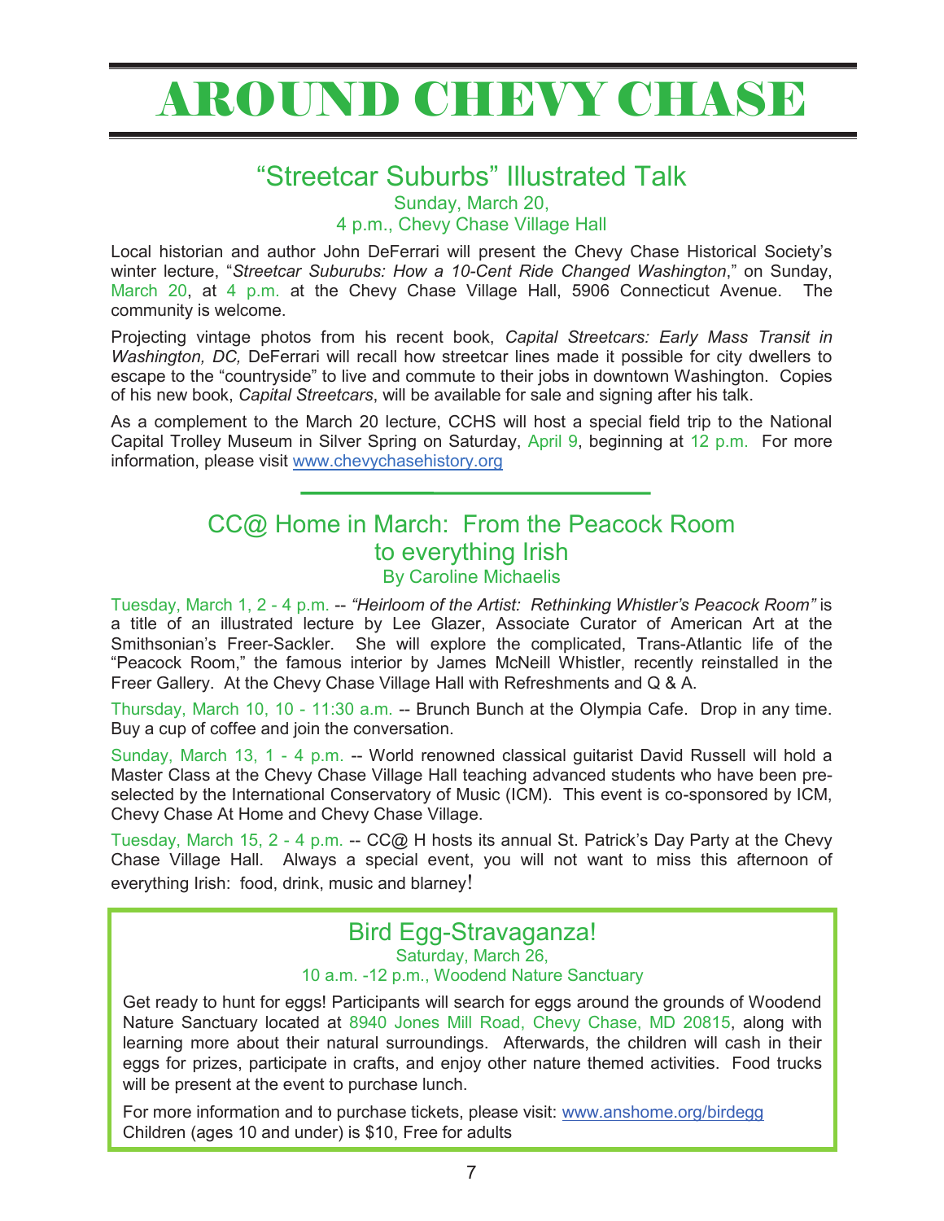# AROUND CHEVY CHASE

## "Streetcar Suburbs" Illustrated Talk

Sunday, March 20,
4 p.m., Chevy Chase Village Hall

Local historian and author John DeFerrari will present the Chevy Chase Historical Society's winter lecture, "*Streetcar Sudurubs: How a 10-Cent Ride Changed Washington*," on Sunday, March 20, at 4 p.m. at the Chevy Chase Village Hall, 5906 Connecticut Avenue. The community is welcome.

Projecting vintage photos from his recent book, *Capital Streetcars: Early Mass Transit in Washington, DC,* DeFerrari will recall how streetcar lines made it possible for city dwellers to escape to the "countryside" to live and commute to their jobs in downtown Washington. Copies of his new book, *Capital Streetcars*, will be available for sale and signing after his talk.

As a complement to the March 20 lecture, CCHS will host a special field trip to the National Capital Trolley Museum in Silver Spring on Saturday, April 9, beginning at 12 p.m. For more information, please visit www.chevychasehistory.org

## CC@ Home in March: From the Peacock Room to everything Irish

By Caroline Michaelis

Tuesday, March 1, 2 - 4 p.m. -- *"Heirloom of the Artist: Rethinking Whistler's Peacock Room"* is a title of an illustrated lecture by Lee Glazer, Associate Curator of American Art at the Smithsonian's Freer-Sackler. She will explore the complicated, Trans-Atlantic life of the "Peacock Room," the famous interior by James McNeill Whistler, recently reinstalled in the Freer Gallery. At the Chevy Chase Village Hall with Refreshments and Q & A.

Thursday, March 10, 10 - 11:30 a.m. -- Brunch Bunch at the Olympia Cafe. Drop in any time. Buy a cup of coffee and join the conversation.

Sunday, March 13, 1 - 4 p.m. -- World renowned classical guitarist David Russell will hold a Master Class at the Chevy Chase Village Hall teaching advanced students who have been pre-selected by the International Conservatory of Music (ICM). This event is co-sponsored by ICM, Chevy Chase At Home and Chevy Chase Village.

Tuesday, March 15, 2 - 4 p.m. -- CC@ H hosts its annual St. Patrick's Day Party at the Chevy Chase Village Hall. Always a special event, you will not want to miss this afternoon of everything Irish: food, drink, music and blarney!

## Bird Egg-Stravaganza!

Saturday, March 26,
10 a.m. -12 p.m., Woodend Nature Sanctuary

Get ready to hunt for eggs! Participants will search for eggs around the grounds of Woodend Nature Sanctuary located at 8940 Jones Mill Road, Chevy Chase, MD 20815, along with learning more about their natural surroundings. Afterwards, the children will cash in their eggs for prizes, participate in crafts, and enjoy other nature themed activities. Food trucks will be present at the event to purchase lunch.

For more information and to purchase tickets, please visit: www.anshome.org/birdegg
Children (ages 10 and under) is $10, Free for adults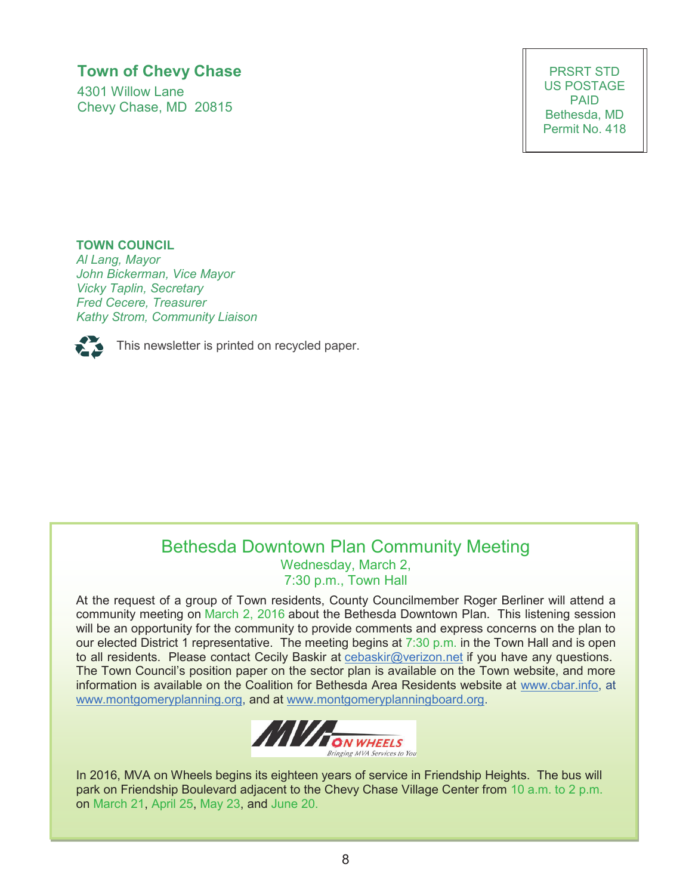**Town of Chevy Chase**

4301 Willow Lane
Chevy Chase, MD 20815

PRSRT STD
US POSTAGE
PAID
Bethesda, MD
Permit No. 418

**TOWN COUNCIL**

*Al Lang, Mayor*
*John Bickerman, Vice Mayor*
*Vicky Taplin, Secretary*
*Fred Cecere, Treasurer*
*Kathy Strom, Community Liaison*

This newsletter is printed on recycled paper.

## Bethesda Downtown Plan Community Meeting

Wednesday, March 2,
7:30 p.m., Town Hall

At the request of a group of Town residents, County Councilmember Roger Berliner will attend a community meeting on March 2, 2016 about the Bethesda Downtown Plan. This listening session will be an opportunity for the community to provide comments and express concerns on the plan to our elected District 1 representative. The meeting begins at 7:30 p.m. in the Town Hall and is open to all residents. Please contact Cecily Baskir at cebaskir@verizon.net if you have any questions. The Town Council's position paper on the sector plan is available on the Town website, and more information is available on the Coalition for Bethesda Area Residents website at www.cbar.info, at www.montgomeryplanning.org, and at www.montgomeryplanningboard.org.

MVA ON WHEELS
*Bringing MVA Services to You*

In 2016, MVA on Wheels begins its eighteen years of service in Friendship Heights. The bus will park on Friendship Boulevard adjacent to the Chevy Chase Village Center from 10 a.m. to 2 p.m. on March 21, April 25, May 23, and June 20.